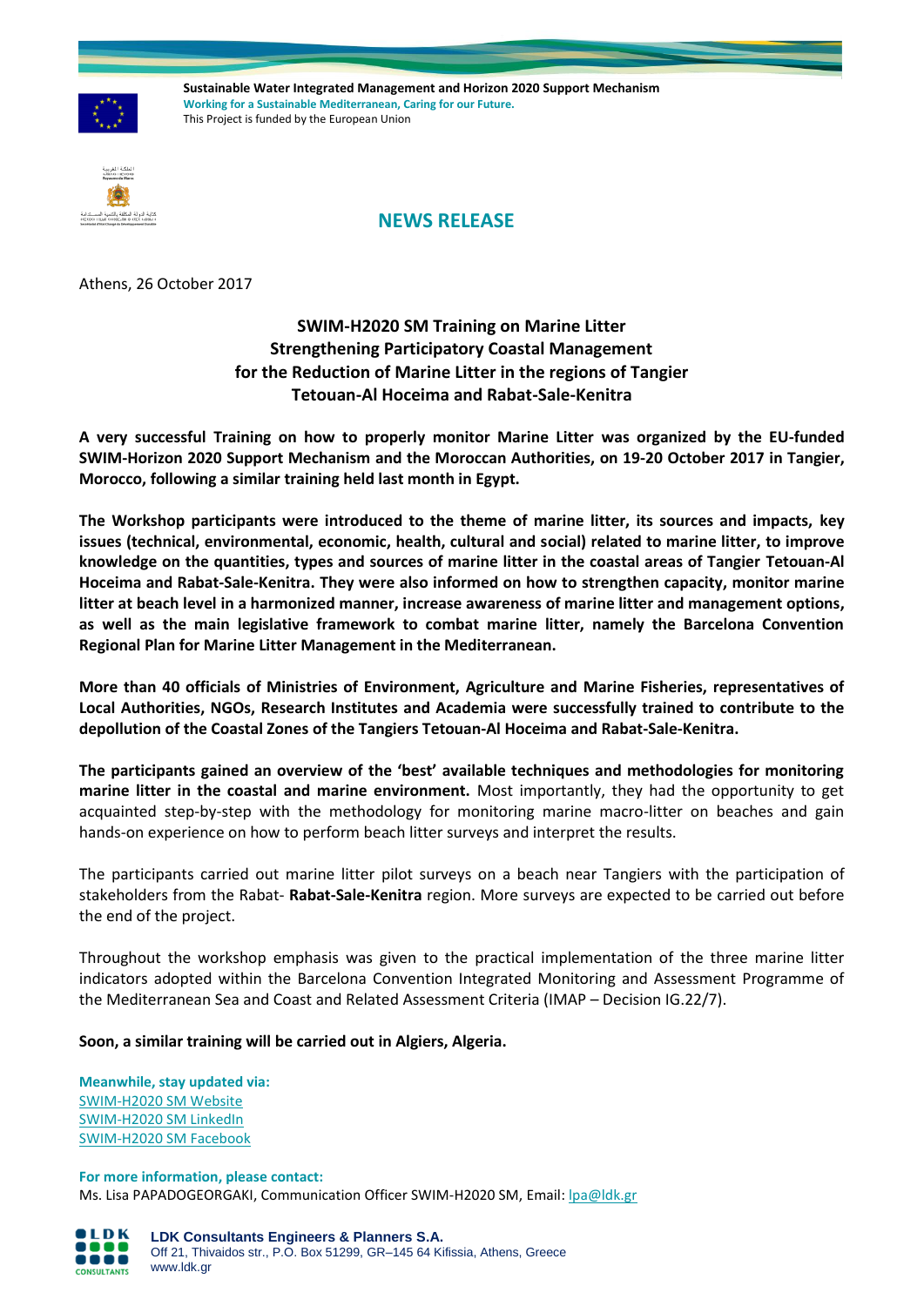**Sustainable Water Integrated Management and Horizon 2020 Support Mechanism**
**Working for a Sustainable Mediterranean, Caring for our Future.**
This Project is funded by the European Union

## NEWS RELEASE

Athens, 26 October 2017

### SWIM-H2020 SM Training on Marine Litter
### Strengthening Participatory Coastal Management for the Reduction of Marine Litter in the regions of Tangier Tetouan-Al Hoceima and Rabat-Sale-Kenitra

**A very successful Training on how to properly monitor Marine Litter was organized by the EU-funded SWIM-Horizon 2020 Support Mechanism and the Moroccan Authorities, on 19-20 October 2017 in Tangier, Morocco, following a similar training held last month in Egypt.**

**The Workshop participants were introduced to the theme of marine litter, its sources and impacts, key issues (technical, environmental, economic, health, cultural and social) related to marine litter, to improve knowledge on the quantities, types and sources of marine litter in the coastal areas of Tangier Tetouan-Al Hoceima and Rabat-Sale-Kenitra. They were also informed on how to strengthen capacity, monitor marine litter at beach level in a harmonized manner, increase awareness of marine litter and management options, as well as the main legislative framework to combat marine litter, namely the Barcelona Convention Regional Plan for Marine Litter Management in the Mediterranean.**

**More than 40 officials of Ministries of Environment, Agriculture and Marine Fisheries, representatives of Local Authorities, NGOs, Research Institutes and Academia were successfully trained to contribute to the depollution of the Coastal Zones of the Tangiers Tetouan-Al Hoceima and Rabat-Sale-Kenitra.**

**The participants gained an overview of the 'best' available techniques and methodologies for monitoring marine litter in the coastal and marine environment.** Most importantly, they had the opportunity to get acquainted step-by-step with the methodology for monitoring marine macro-litter on beaches and gain hands-on experience on how to perform beach litter surveys and interpret the results.

The participants carried out marine litter pilot surveys on a beach near Tangiers with the participation of stakeholders from the Rabat- **Rabat-Sale-Kenitra** region. More surveys are expected to be carried out before the end of the project.

Throughout the workshop emphasis was given to the practical implementation of the three marine litter indicators adopted within the Barcelona Convention Integrated Monitoring and Assessment Programme of the Mediterranean Sea and Coast and Related Assessment Criteria (IMAP – Decision IG.22/7).

**Soon, a similar training will be carried out in Algiers, Algeria.**

**Meanwhile, stay updated via:**
SWIM-H2020 SM Website
SWIM-H2020 SM LinkedIn
SWIM-H2020 SM Facebook

**For more information, please contact:**
Ms. Lisa PAPADOGEORGAKI, Communication Officer SWIM-H2020 SM, Email: lpa@ldk.gr

**LDK Consultants Engineers & Planners S.A.**
Off 21, Thivaidos str., P.O. Box 51299, GR–145 64 Kifissia, Athens, Greece
www.ldk.gr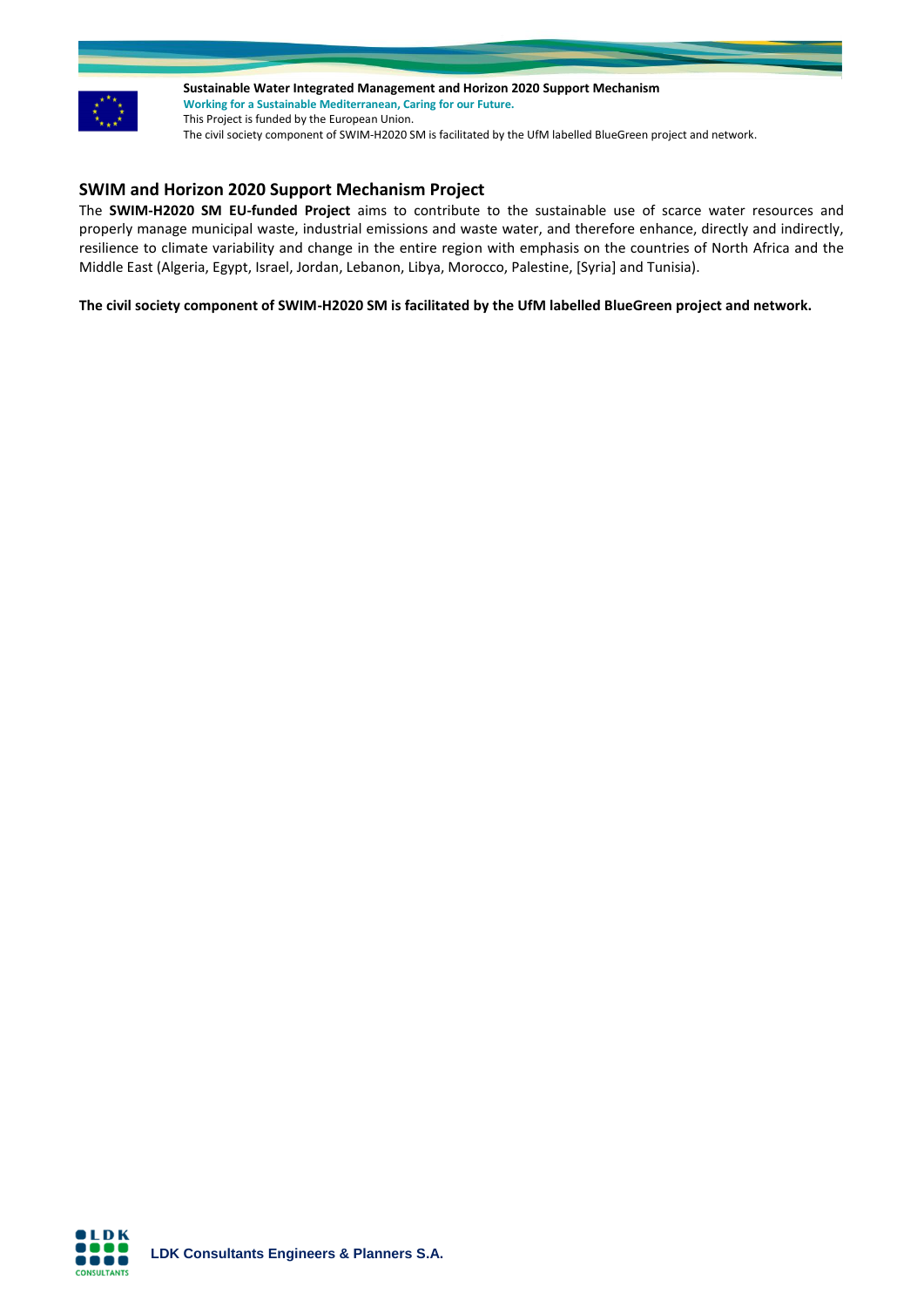## SWIM and Horizon 2020 Support Mechanism Project

The **SWIM-H2020 SM EU-funded Project** aims to contribute to the sustainable use of scarce water resources and properly manage municipal waste, industrial emissions and waste water, and therefore enhance, directly and indirectly, resilience to climate variability and change in the entire region with emphasis on the countries of North Africa and the Middle East (Algeria, Egypt, Israel, Jordan, Lebanon, Libya, Morocco, Palestine, [Syria] and Tunisia).

**The civil society component of SWIM-H2020 SM is facilitated by the UfM labelled BlueGreen project and network.**